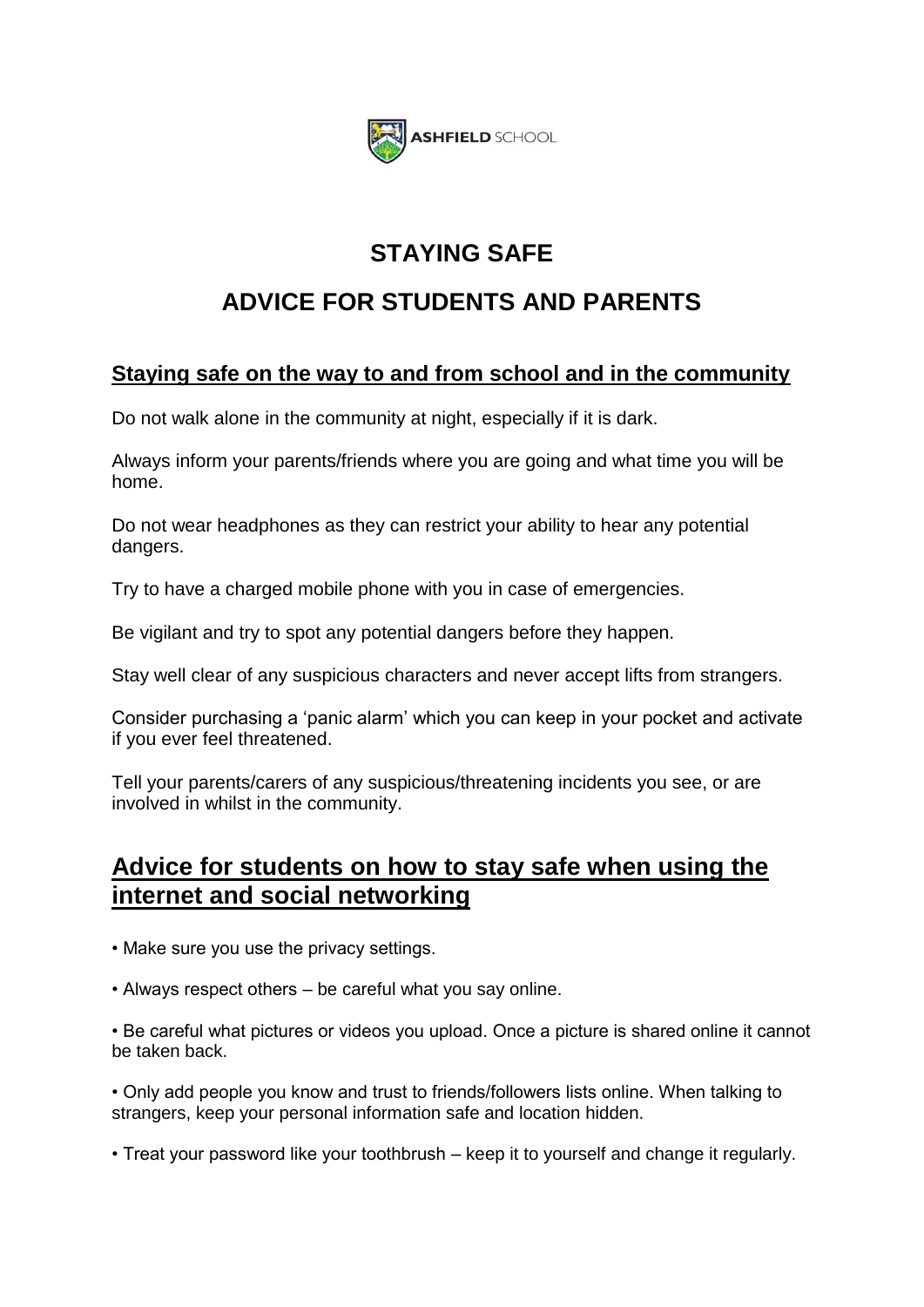**ASHFIELD** SCHOOL

# STAYING SAFE

# ADVICE FOR STUDENTS AND PARENTS

## Staying safe on the way to and from school and in the community

Do not walk alone in the community at night, especially if it is dark.

Always inform your parents/friends where you are going and what time you will be home.

Do not wear headphones as they can restrict your ability to hear any potential dangers.

Try to have a charged mobile phone with you in case of emergencies.

Be vigilant and try to spot any potential dangers before they happen.

Stay well clear of any suspicious characters and never accept lifts from strangers.

Consider purchasing a 'panic alarm' which you can keep in your pocket and activate if you ever feel threatened.

Tell your parents/carers of any suspicious/threatening incidents you see, or are involved in whilst in the community.

## Advice for students on how to stay safe when using the internet and social networking

• Make sure you use the privacy settings.

• Always respect others – be careful what you say online.

• Be careful what pictures or videos you upload. Once a picture is shared online it cannot be taken back.

• Only add people you know and trust to friends/followers lists online. When talking to strangers, keep your personal information safe and location hidden.

• Treat your password like your toothbrush – keep it to yourself and change it regularly.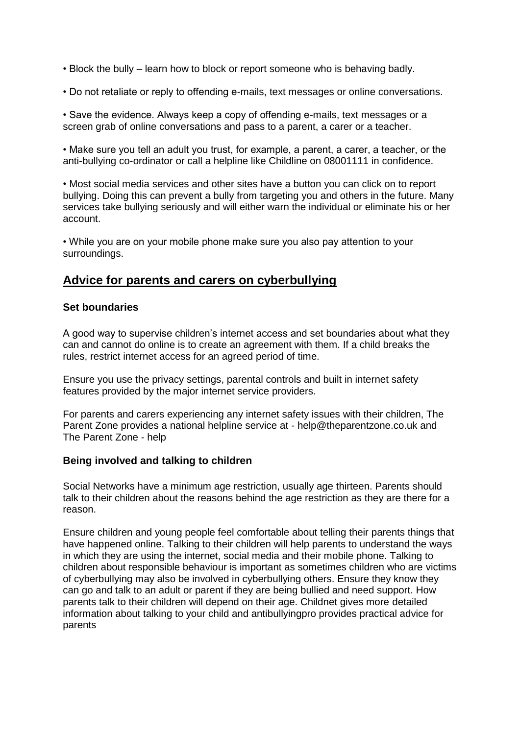- Block the bully – learn how to block or report someone who is behaving badly.

- Do not retaliate or reply to offending e-mails, text messages or online conversations.

- Save the evidence. Always keep a copy of offending e-mails, text messages or a screen grab of online conversations and pass to a parent, a carer or a teacher.

- Make sure you tell an adult you trust, for example, a parent, a carer, a teacher, or the anti-bullying co-ordinator or call a helpline like Childline on 08001111 in confidence.

- Most social media services and other sites have a button you can click on to report bullying. Doing this can prevent a bully from targeting you and others in the future. Many services take bullying seriously and will either warn the individual or eliminate his or her account.

- While you are on your mobile phone make sure you also pay attention to your surroundings.

## Advice for parents and carers on cyberbullying

### Set boundaries

A good way to supervise children's internet access and set boundaries about what they can and cannot do online is to create an agreement with them. If a child breaks the rules, restrict internet access for an agreed period of time.

Ensure you use the privacy settings, parental controls and built in internet safety features provided by the major internet service providers.

For parents and carers experiencing any internet safety issues with their children, The Parent Zone provides a national helpline service at - help@theparentzone.co.uk and The Parent Zone - help

### Being involved and talking to children

Social Networks have a minimum age restriction, usually age thirteen. Parents should talk to their children about the reasons behind the age restriction as they are there for a reason.

Ensure children and young people feel comfortable about telling their parents things that have happened online. Talking to their children will help parents to understand the ways in which they are using the internet, social media and their mobile phone. Talking to children about responsible behaviour is important as sometimes children who are victims of cyberbullying may also be involved in cyberbullying others. Ensure they know they can go and talk to an adult or parent if they are being bullied and need support. How parents talk to their children will depend on their age. Childnet gives more detailed information about talking to your child and antibullyingpro provides practical advice for parents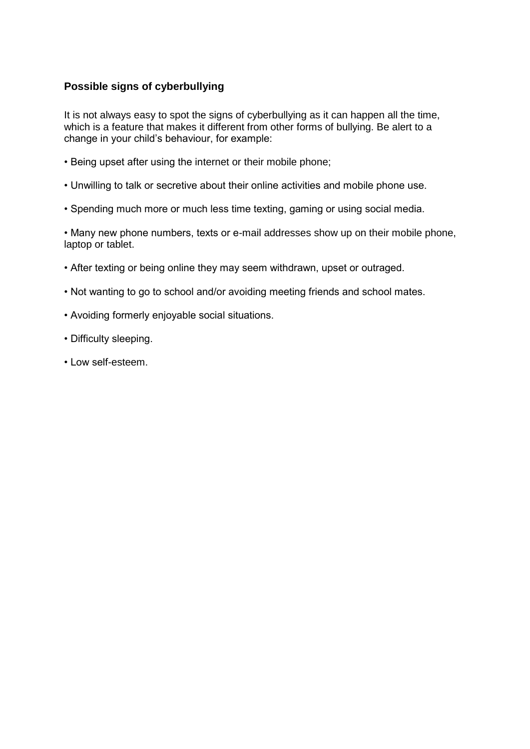### Possible signs of cyberbullying

It is not always easy to spot the signs of cyberbullying as it can happen all the time, which is a feature that makes it different from other forms of bullying. Be alert to a change in your child's behaviour, for example:

- Being upset after using the internet or their mobile phone;
- Unwilling to talk or secretive about their online activities and mobile phone use.
- Spending much more or much less time texting, gaming or using social media.
- Many new phone numbers, texts or e-mail addresses show up on their mobile phone, laptop or tablet.
- After texting or being online they may seem withdrawn, upset or outraged.
- Not wanting to go to school and/or avoiding meeting friends and school mates.
- Avoiding formerly enjoyable social situations.
- Difficulty sleeping.
- Low self-esteem.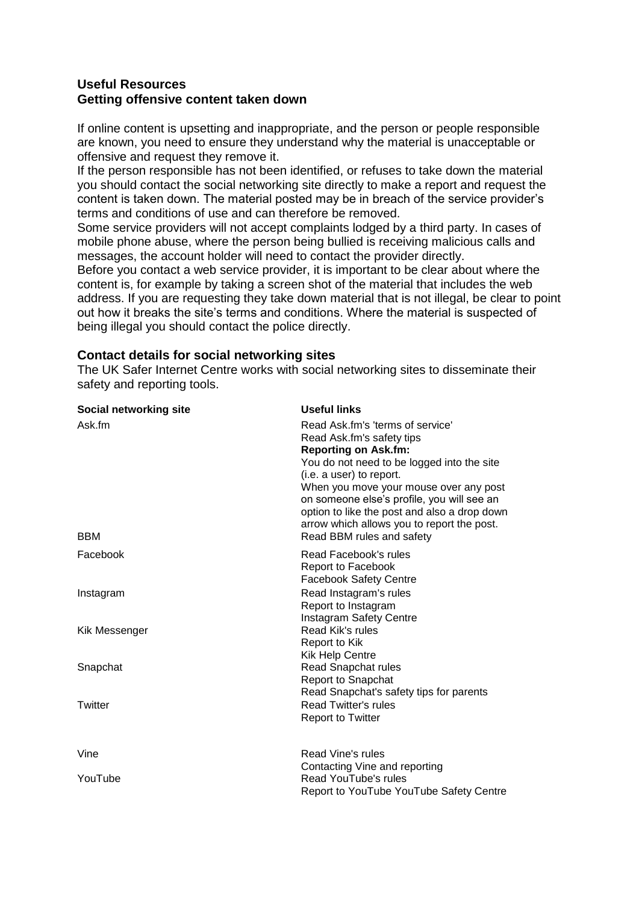## Useful Resources
## Getting offensive content taken down

If online content is upsetting and inappropriate, and the person or people responsible are known, you need to ensure they understand why the material is unacceptable or offensive and request they remove it.
If the person responsible has not been identified, or refuses to take down the material you should contact the social networking site directly to make a report and request the content is taken down. The material posted may be in breach of the service provider's terms and conditions of use and can therefore be removed.
Some service providers will not accept complaints lodged by a third party. In cases of mobile phone abuse, where the person being bullied is receiving malicious calls and messages, the account holder will need to contact the provider directly.
Before you contact a web service provider, it is important to be clear about where the content is, for example by taking a screen shot of the material that includes the web address. If you are requesting they take down material that is not illegal, be clear to point out how it breaks the site's terms and conditions. Where the material is suspected of being illegal you should contact the police directly.

### Contact details for social networking sites

The UK Safer Internet Centre works with social networking sites to disseminate their safety and reporting tools.

| Social networking site | Useful links |
| --- | --- |
| Ask.fm | Read Ask.fm's 'terms of service'<br>Read Ask.fm's safety tips<br>**Reporting on Ask.fm:**<br>You do not need to be logged into the site (i.e. a user) to report.<br>When you move your mouse over any post on someone else's profile, you will see an option to like the post and also a drop down arrow which allows you to report the post. |
| BBM | Read BBM rules and safety |
| Facebook | Read Facebook's rules<br>Report to Facebook<br>Facebook Safety Centre |
| Instagram | Read Instagram's rules<br>Report to Instagram<br>Instagram Safety Centre |
| Kik Messenger | Read Kik's rules<br>Report to Kik<br>Kik Help Centre |
| Snapchat | Read Snapchat rules<br>Report to Snapchat<br>Read Snapchat's safety tips for parents |
| Twitter | Read Twitter's rules<br>Report to Twitter |
| Vine | Read Vine's rules<br>Contacting Vine and reporting |
| YouTube | Read YouTube's rules<br>Report to YouTube YouTube Safety Centre |